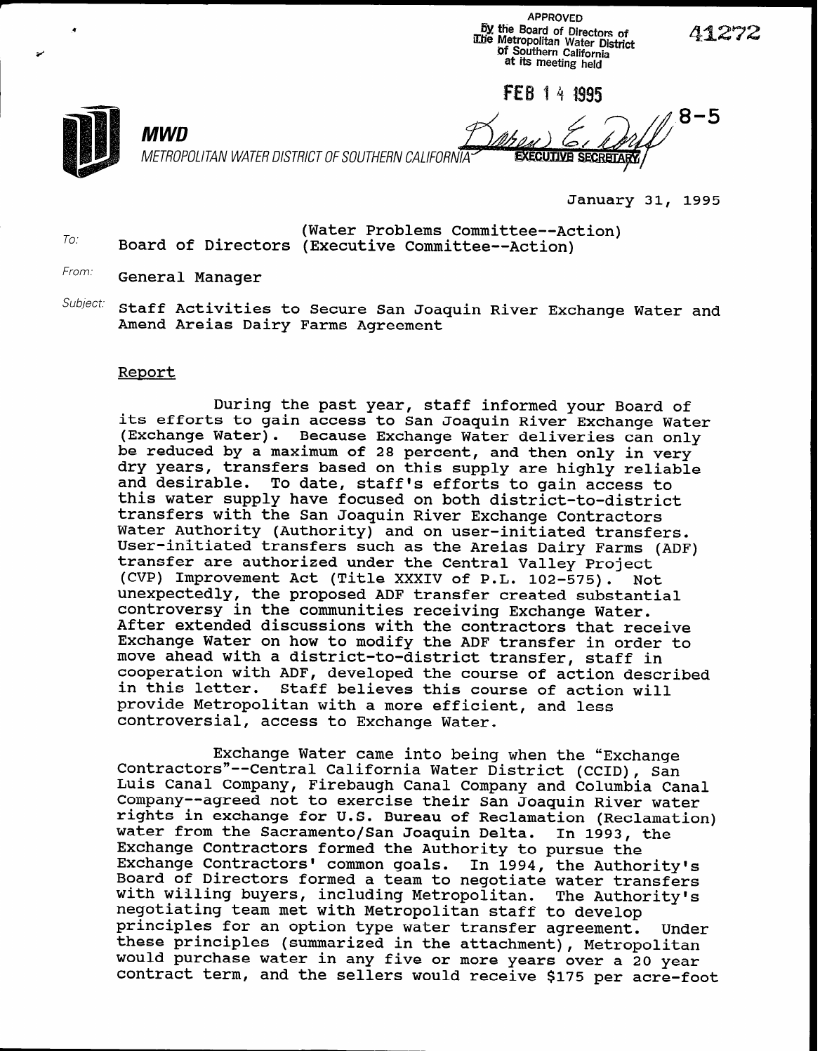APPROVED
by the Board of Directors of
The Metropolitan Water District
of Southern California
at its meeting held

FEB 14 1995

EXECUTIVE SECRETARY

41272

8-5

**MWD**

*METROPOLITAN WATER DISTRICT OF SOUTHERN CALIFORNIA*

January 31, 1995

To: (Water Problems Committee--Action)
Board of Directors (Executive Committee--Action)

From: General Manager

Subject: Staff Activities to Secure San Joaquin River Exchange Water and Amend Areias Dairy Farms Agreement

## Report

During the past year, staff informed your Board of its efforts to gain access to San Joaquin River Exchange Water (Exchange Water). Because Exchange Water deliveries can only be reduced by a maximum of 28 percent, and then only in very dry years, transfers based on this supply are highly reliable and desirable. To date, staff's efforts to gain access to this water supply have focused on both district-to-district transfers with the San Joaquin River Exchange Contractors Water Authority (Authority) and on user-initiated transfers. User-initiated transfers such as the Areias Dairy Farms (ADF) transfer are authorized under the Central Valley Project (CVP) Improvement Act (Title XXXIV of P.L. 102-575). Not unexpectedly, the proposed ADF transfer created substantial controversy in the communities receiving Exchange Water. After extended discussions with the contractors that receive Exchange Water on how to modify the ADF transfer in order to move ahead with a district-to-district transfer, staff in cooperation with ADF, developed the course of action described in this letter. Staff believes this course of action will provide Metropolitan with a more efficient, and less controversial, access to Exchange Water.

Exchange Water came into being when the "Exchange Contractors"--Central California Water District (CCID), San Luis Canal Company, Firebaugh Canal Company and Columbia Canal Company--agreed not to exercise their San Joaquin River water rights in exchange for U.S. Bureau of Reclamation (Reclamation) water from the Sacramento/San Joaquin Delta. In 1993, the Exchange Contractors formed the Authority to pursue the Exchange Contractors' common goals. In 1994, the Authority's Board of Directors formed a team to negotiate water transfers with willing buyers, including Metropolitan. The Authority's negotiating team met with Metropolitan staff to develop principles for an option type water transfer agreement. Under these principles (summarized in the attachment), Metropolitan would purchase water in any five or more years over a 20 year contract term, and the sellers would receive $175 per acre-foot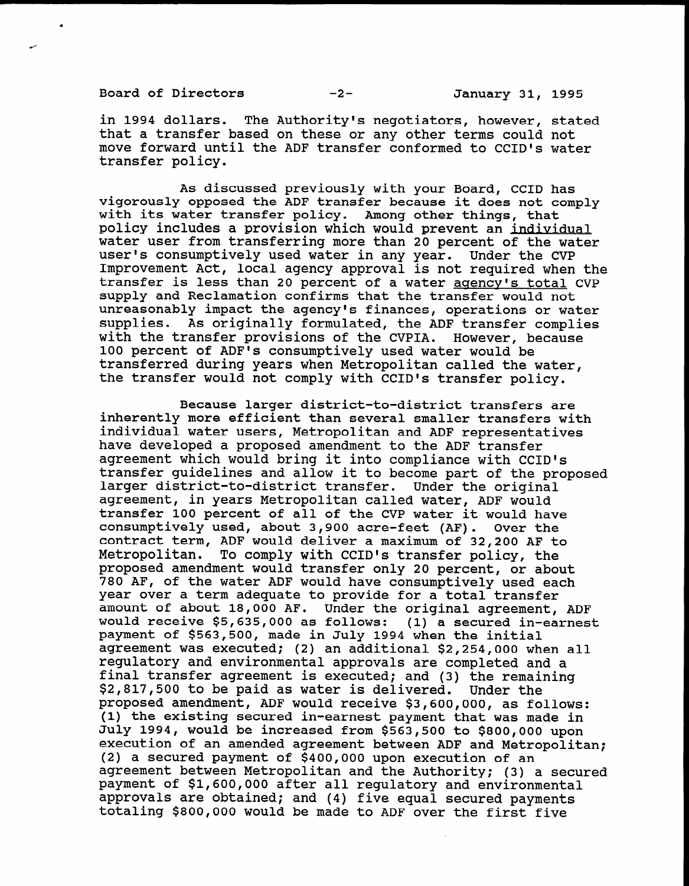in 1994 dollars. The Authority's negotiators, however, stated that a transfer based on these or any other terms could not move forward until the ADF transfer conformed to CCID's water transfer policy.

As discussed previously with your Board, CCID has vigorously opposed the ADF transfer because it does not comply with its water transfer policy. Among other things, that policy includes a provision which would prevent an <u>individual</u> water user from transferring more than 20 percent of the water user's consumptively used water in any year. Under the CVP Improvement Act, local agency approval is not required when the transfer is less than 20 percent of a water <u>agency's total</u> CVP supply and Reclamation confirms that the transfer would not unreasonably impact the agency's finances, operations or water supplies. As originally formulated, the ADF transfer complies with the transfer provisions of the CVPIA. However, because 100 percent of ADF's consumptively used water would be transferred during years when Metropolitan called the water, the transfer would not comply with CCID's transfer policy.

Because larger district-to-district transfers are inherently more efficient than several smaller transfers with individual water users, Metropolitan and ADF representatives have developed a proposed amendment to the ADF transfer agreement which would bring it into compliance with CCID's transfer guidelines and allow it to become part of the proposed larger district-to-district transfer. Under the original agreement, in years Metropolitan called water, ADF would transfer 100 percent of all of the CVP water it would have consumptively used, about 3,900 acre-feet (AF). Over the contract term, ADF would deliver a maximum of 32,200 AF to Metropolitan. To comply with CCID's transfer policy, the proposed amendment would transfer only 20 percent, or about 780 AF, of the water ADF would have consumptively used each year over a term adequate to provide for a total transfer amount of about 18,000 AF. Under the original agreement, ADF would receive $5,635,000 as follows: (1) a secured in-earnest payment of $563,500, made in July 1994 when the initial agreement was executed; (2) an additional $2,254,000 when all regulatory and environmental approvals are completed and a final transfer agreement is executed; and (3) the remaining $2,817,500 to be paid as water is delivered. Under the proposed amendment, ADF would receive $3,600,000, as follows: (1) the existing secured in-earnest payment that was made in July 1994, would be increased from $563,500 to $800,000 upon execution of an amended agreement between ADF and Metropolitan; (2) a secured payment of $400,000 upon execution of an agreement between Metropolitan and the Authority; (3) a secured payment of $1,600,000 after all regulatory and environmental approvals are obtained; and (4) five equal secured payments totaling $800,000 would be made to ADF over the first five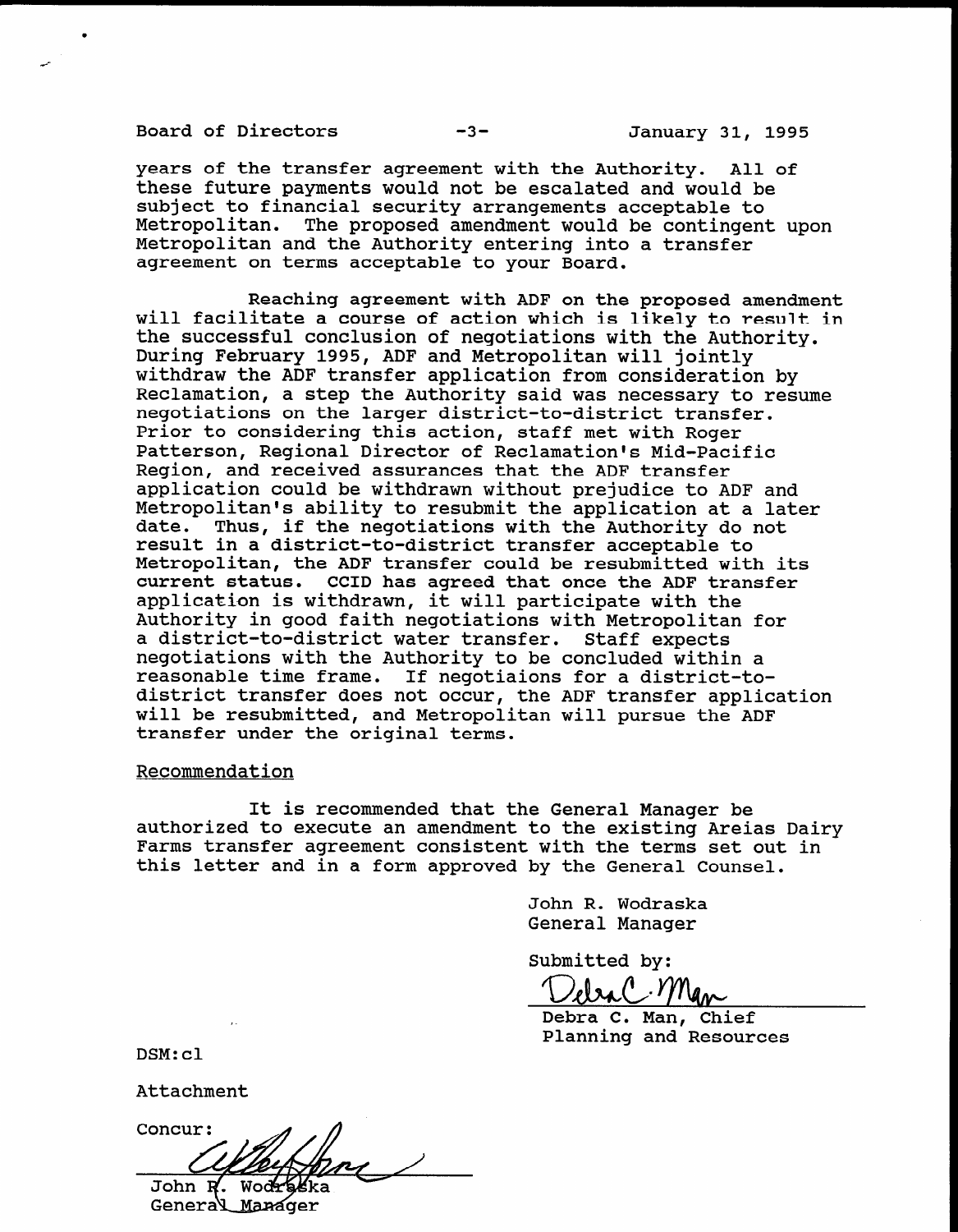years of the transfer agreement with the Authority. All of these future payments would not be escalated and would be subject to financial security arrangements acceptable to Metropolitan. The proposed amendment would be contingent upon Metropolitan and the Authority entering into a transfer agreement on terms acceptable to your Board.

Reaching agreement with ADF on the proposed amendment will facilitate a course of action which is likely to result in the successful conclusion of negotiations with the Authority. During February 1995, ADF and Metropolitan will jointly withdraw the ADF transfer application from consideration by Reclamation, a step the Authority said was necessary to resume negotiations on the larger district-to-district transfer. Prior to considering this action, staff met with Roger Patterson, Regional Director of Reclamation's Mid-Pacific Region, and received assurances that the ADF transfer application could be withdrawn without prejudice to ADF and Metropolitan's ability to resubmit the application at a later date. Thus, if the negotiations with the Authority do not result in a district-to-district transfer acceptable to Metropolitan, the ADF transfer could be resubmitted with its current status. CCID has agreed that once the ADF transfer application is withdrawn, it will participate with the Authority in good faith negotiations with Metropolitan for a district-to-district water transfer. Staff expects negotiations with the Authority to be concluded within a reasonable time frame. If negotiaions for a district-to-district transfer does not occur, the ADF transfer application will be resubmitted, and Metropolitan will pursue the ADF transfer under the original terms.

Recommendation

It is recommended that the General Manager be authorized to execute an amendment to the existing Areias Dairy Farms transfer agreement consistent with the terms set out in this letter and in a form approved by the General Counsel.

John R. Wodraska
General Manager

Submitted by:

Debra C. Man, Chief
Planning and Resources

DSM:cl

Attachment

Concur:

John R. Wodraska
General Manager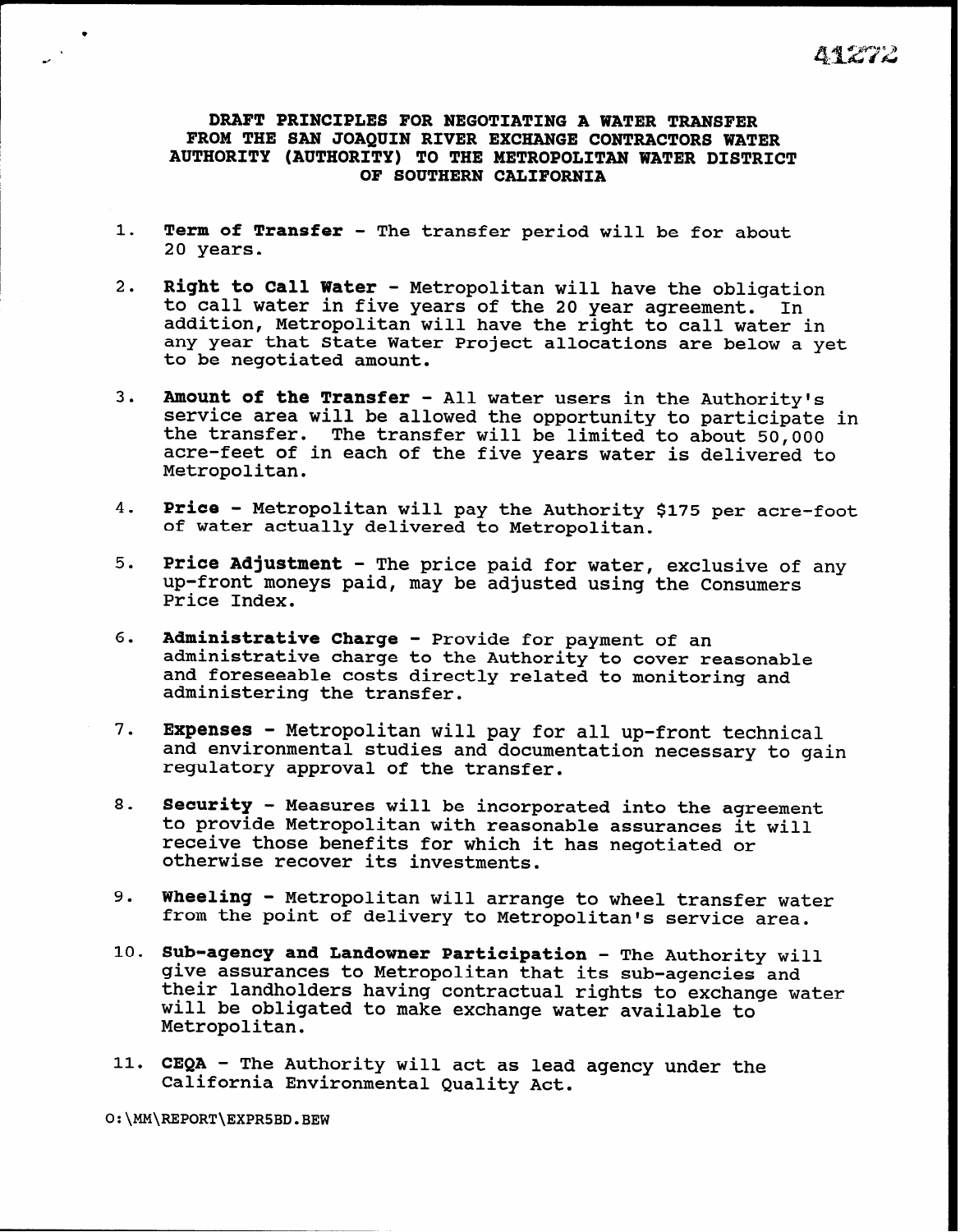41272

# DRAFT PRINCIPLES FOR NEGOTIATING A WATER TRANSFER FROM THE SAN JOAQUIN RIVER EXCHANGE CONTRACTORS WATER AUTHORITY (AUTHORITY) TO THE METROPOLITAN WATER DISTRICT OF SOUTHERN CALIFORNIA

1. **Term of Transfer** - The transfer period will be for about 20 years.

2. **Right to Call Water** - Metropolitan will have the obligation to call water in five years of the 20 year agreement. In addition, Metropolitan will have the right to call water in any year that State Water Project allocations are below a yet to be negotiated amount.

3. **Amount of the Transfer** - All water users in the Authority's service area will be allowed the opportunity to participate in the transfer. The transfer will be limited to about 50,000 acre-feet of in each of the five years water is delivered to Metropolitan.

4. **Price** - Metropolitan will pay the Authority $175 per acre-foot of water actually delivered to Metropolitan.

5. **Price Adjustment** - The price paid for water, exclusive of any up-front moneys paid, may be adjusted using the Consumers Price Index.

6. **Administrative Charge** - Provide for payment of an administrative charge to the Authority to cover reasonable and foreseeable costs directly related to monitoring and administering the transfer.

7. **Expenses** - Metropolitan will pay for all up-front technical and environmental studies and documentation necessary to gain regulatory approval of the transfer.

8. **Security** - Measures will be incorporated into the agreement to provide Metropolitan with reasonable assurances it will receive those benefits for which it has negotiated or otherwise recover its investments.

9. **Wheeling** - Metropolitan will arrange to wheel transfer water from the point of delivery to Metropolitan's service area.

10. **Sub-agency and Landowner Participation** - The Authority will give assurances to Metropolitan that its sub-agencies and their landholders having contractual rights to exchange water will be obligated to make exchange water available to Metropolitan.

11. **CEQA** - The Authority will act as lead agency under the California Environmental Quality Act.

O:\MM\REPORT\EXPR5BD.BEW